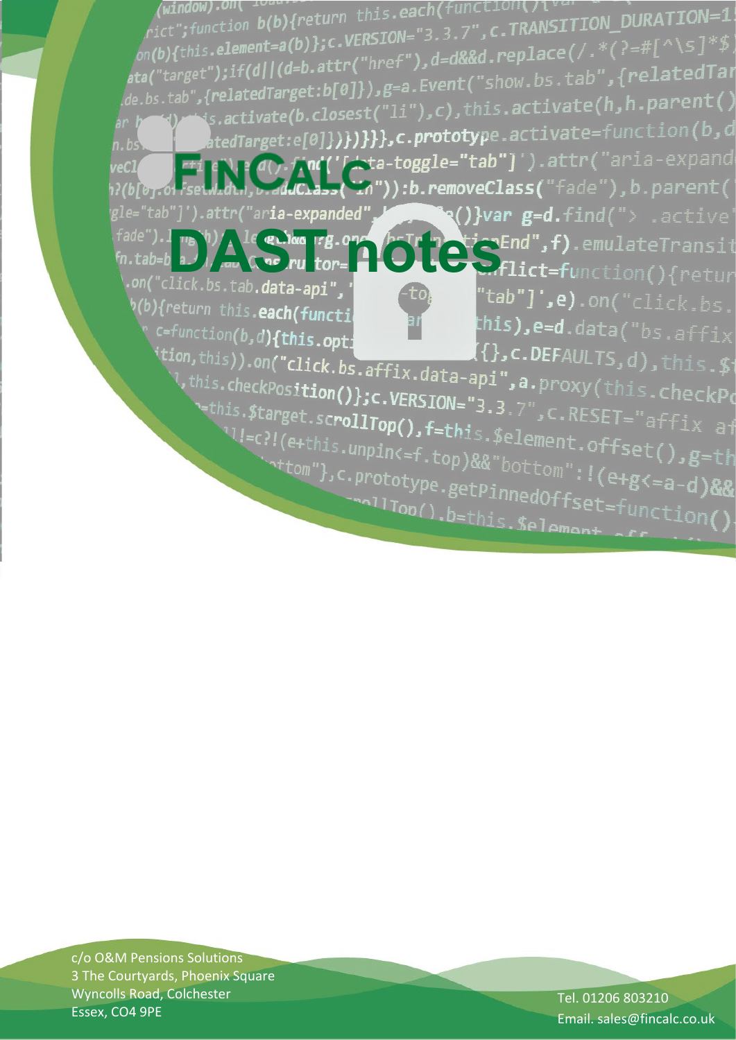# FinCalc

# DAST notes

c/o O&M Pensions Solutions
3 The Courtyards, Phoenix Square
Wyncolls Road, Colchester
Essex, CO4 9PE

Tel. 01206 803210
Email. sales@fincalc.co.uk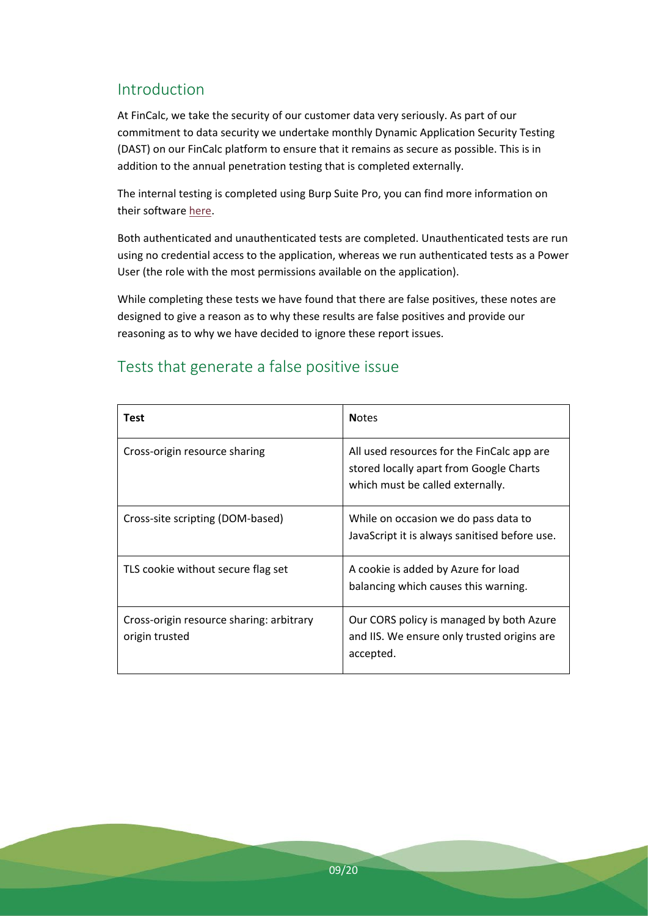## Introduction

At FinCalc, we take the security of our customer data very seriously. As part of our commitment to data security we undertake monthly Dynamic Application Security Testing (DAST) on our FinCalc platform to ensure that it remains as secure as possible. This is in addition to the annual penetration testing that is completed externally.

The internal testing is completed using Burp Suite Pro, you can find more information on their software here.

Both authenticated and unauthenticated tests are completed. Unauthenticated tests are run using no credential access to the application, whereas we run authenticated tests as a Power User (the role with the most permissions available on the application).

While completing these tests we have found that there are false positives, these notes are designed to give a reason as to why these results are false positives and provide our reasoning as to why we have decided to ignore these report issues.

## Tests that generate a false positive issue

| **Test** | **N**otes |
| --- | --- |
| Cross-origin resource sharing | All used resources for the FinCalc app are stored locally apart from Google Charts which must be called externally. |
| Cross-site scripting (DOM-based) | While on occasion we do pass data to JavaScript it is always sanitised before use. |
| TLS cookie without secure flag set | A cookie is added by Azure for load balancing which causes this warning. |
| Cross-origin resource sharing: arbitrary origin trusted | Our CORS policy is managed by both Azure and IIS. We ensure only trusted origins are accepted. |